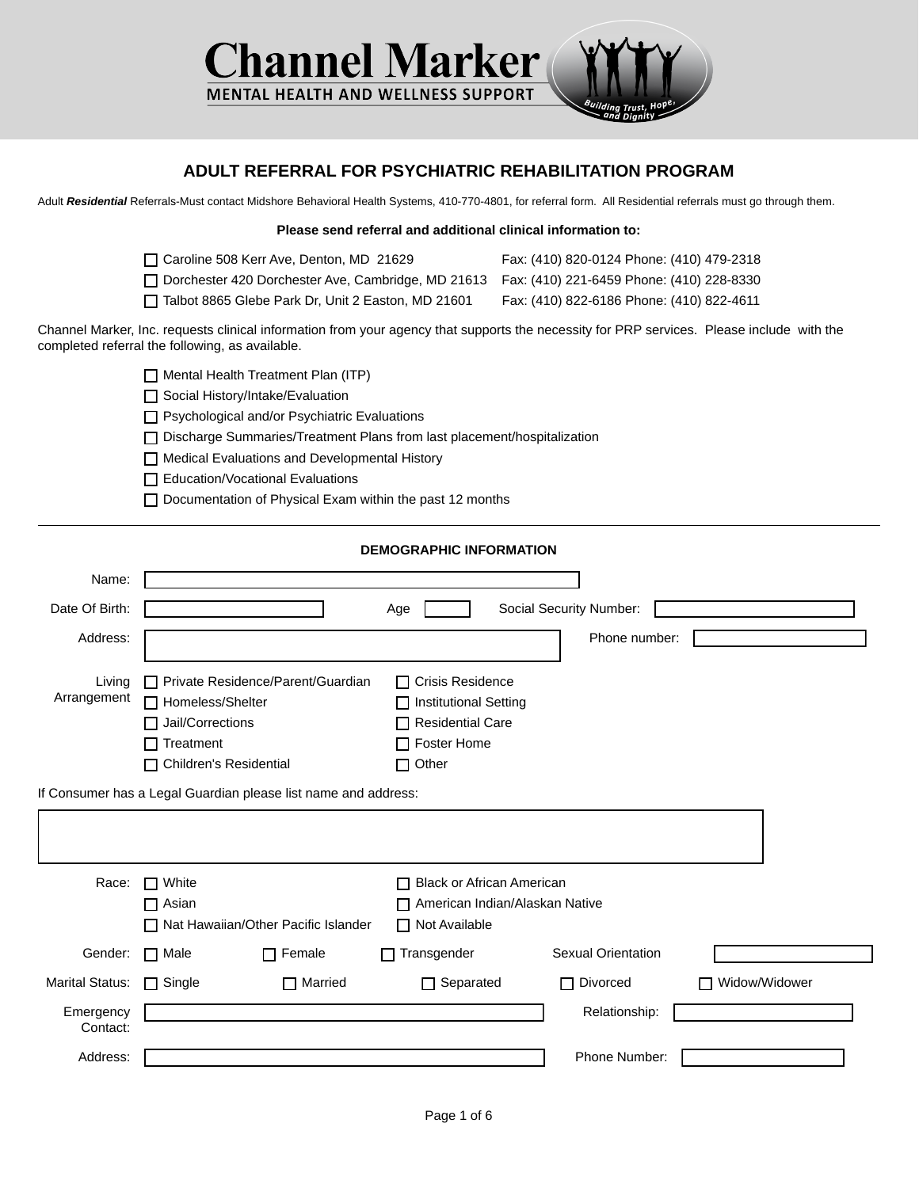# Channel Marker

**MENTAL HEALTH AND WELLNESS SUPPORT**

*Building Trust, Hope, and Dignity*

## ADULT REFERRAL FOR PSYCHIATRIC REHABILITATION PROGRAM

Adult ***Residential*** Referrals-Must contact Midshore Behavioral Health Systems, 410-770-4801, for referral form. All Residential referrals must go through them.

**Please send referral and additional clinical information to:**

- ☐ Caroline 508 Kerr Ave, Denton, MD 21629 — Fax: (410) 820-0124 Phone: (410) 479-2318
- ☐ Dorchester 420 Dorchester Ave, Cambridge, MD 21613 — Fax: (410) 221-6459 Phone: (410) 228-8330
- ☐ Talbot 8865 Glebe Park Dr, Unit 2 Easton, MD 21601 — Fax: (410) 822-6186 Phone: (410) 822-4611

Channel Marker, Inc. requests clinical information from your agency that supports the necessity for PRP services. Please include with the completed referral the following, as available.

- ☐ Mental Health Treatment Plan (ITP)
- ☐ Social History/Intake/Evaluation
- ☐ Psychological and/or Psychiatric Evaluations
- ☐ Discharge Summaries/Treatment Plans from last placement/hospitalization
- ☐ Medical Evaluations and Developmental History
- ☐ Education/Vocational Evaluations
- ☐ Documentation of Physical Exam within the past 12 months

---

### DEMOGRAPHIC INFORMATION

Name: ______________________

Date Of Birth: ____________ Age: ____ Social Security Number: ____________

Address: ______________________ Phone number: ____________

Living Arrangement:
- ☐ Private Residence/Parent/Guardian
- ☐ Homeless/Shelter
- ☐ Jail/Corrections
- ☐ Treatment
- ☐ Children's Residential
- ☐ Crisis Residence
- ☐ Institutional Setting
- ☐ Residential Care
- ☐ Foster Home
- ☐ Other

If Consumer has a Legal Guardian please list name and address:

______________________

Race:
- ☐ White
- ☐ Asian
- ☐ Nat Hawaiian/Other Pacific Islander
- ☐ Black or African American
- ☐ American Indian/Alaskan Native
- ☐ Not Available

Gender: ☐ Male ☐ Female ☐ Transgender   Sexual Orientation: ____________

Marital Status: ☐ Single ☐ Married ☐ Separated ☐ Divorced ☐ Widow/Widower

Emergency Contact: ______________________ Relationship: ____________

Address: ______________________ Phone Number: ____________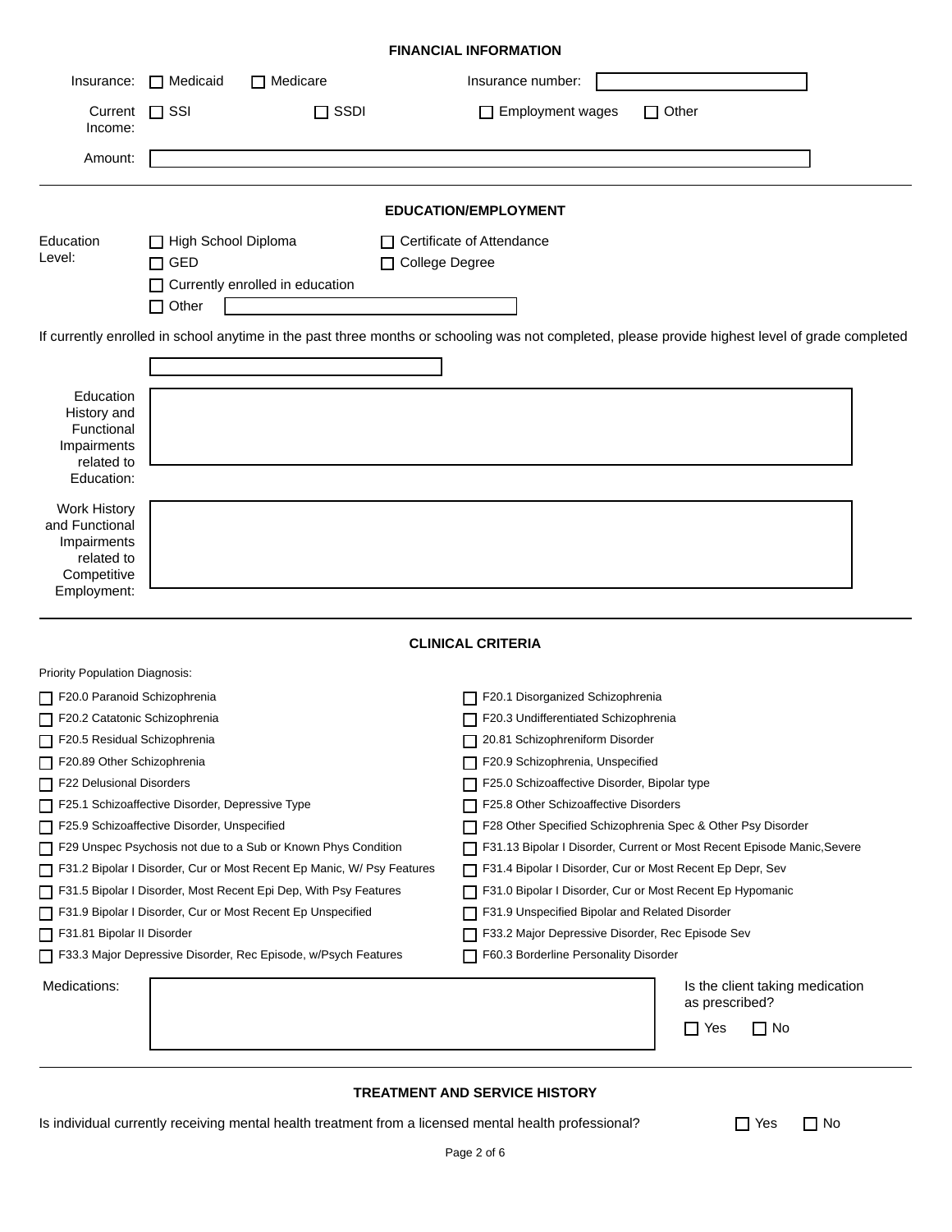## FINANCIAL INFORMATION

Insurance: ☐ Medicaid ☐ Medicare Insurance number: ____________

Current Income: ☐ SSI ☐ SSDI ☐ Employment wages ☐ Other

Amount: ____________

## EDUCATION/EMPLOYMENT

Education Level:

☐ High School Diploma ☐ Certificate of Attendance

☐ GED ☐ College Degree

☐ Currently enrolled in education

☐ Other ____________

If currently enrolled in school anytime in the past three months or schooling was not completed, please provide highest level of grade completed

____________

Education History and Functional Impairments related to Education:

____________

Work History and Functional Impairments related to Competitive Employment:

____________

## CLINICAL CRITERIA

Priority Population Diagnosis:

☐ F20.0 Paranoid Schizophrenia

☐ F20.1 Disorganized Schizophrenia

☐ F20.2 Catatonic Schizophrenia

☐ F20.3 Undifferentiated Schizophrenia

☐ F20.5 Residual Schizophrenia

☐ 20.81 Schizophreniform Disorder

☐ F20.89 Other Schizophrenia

☐ F20.9 Schizophrenia, Unspecified

☐ F22 Delusional Disorders

☐ F25.0 Schizoaffective Disorder, Bipolar type

☐ F25.1 Schizoaffective Disorder, Depressive Type

☐ F25.8 Other Schizoaffective Disorders

☐ F25.9 Schizoaffective Disorder, Unspecified

☐ F28 Other Specified Schizophrenia Spec & Other Psy Disorder

☐ F29 Unspec Psychosis not due to a Sub or Known Phys Condition

☐ F31.13 Bipolar I Disorder, Current or Most Recent Episode Manic,Severe

☐ F31.2 Bipolar I Disorder, Cur or Most Recent Ep Manic, W/ Psy Features

☐ F31.4 Bipolar I Disorder, Cur or Most Recent Ep Depr, Sev

☐ F31.5 Bipolar I Disorder, Most Recent Epi Dep, With Psy Features

☐ F31.0 Bipolar I Disorder, Cur or Most Recent Ep Hypomanic

☐ F31.9 Bipolar I Disorder, Cur or Most Recent Ep Unspecified

☐ F31.9 Unspecified Bipolar and Related Disorder

☐ F31.81 Bipolar II Disorder

☐ F33.2 Major Depressive Disorder, Rec Episode Sev

☐ F33.3 Major Depressive Disorder, Rec Episode, w/Psych Features

☐ F60.3 Borderline Personality Disorder

Medications: ____________

Is the client taking medication as prescribed? ☐ Yes ☐ No

## TREATMENT AND SERVICE HISTORY

Is individual currently receiving mental health treatment from a licensed mental health professional? ☐ Yes ☐ No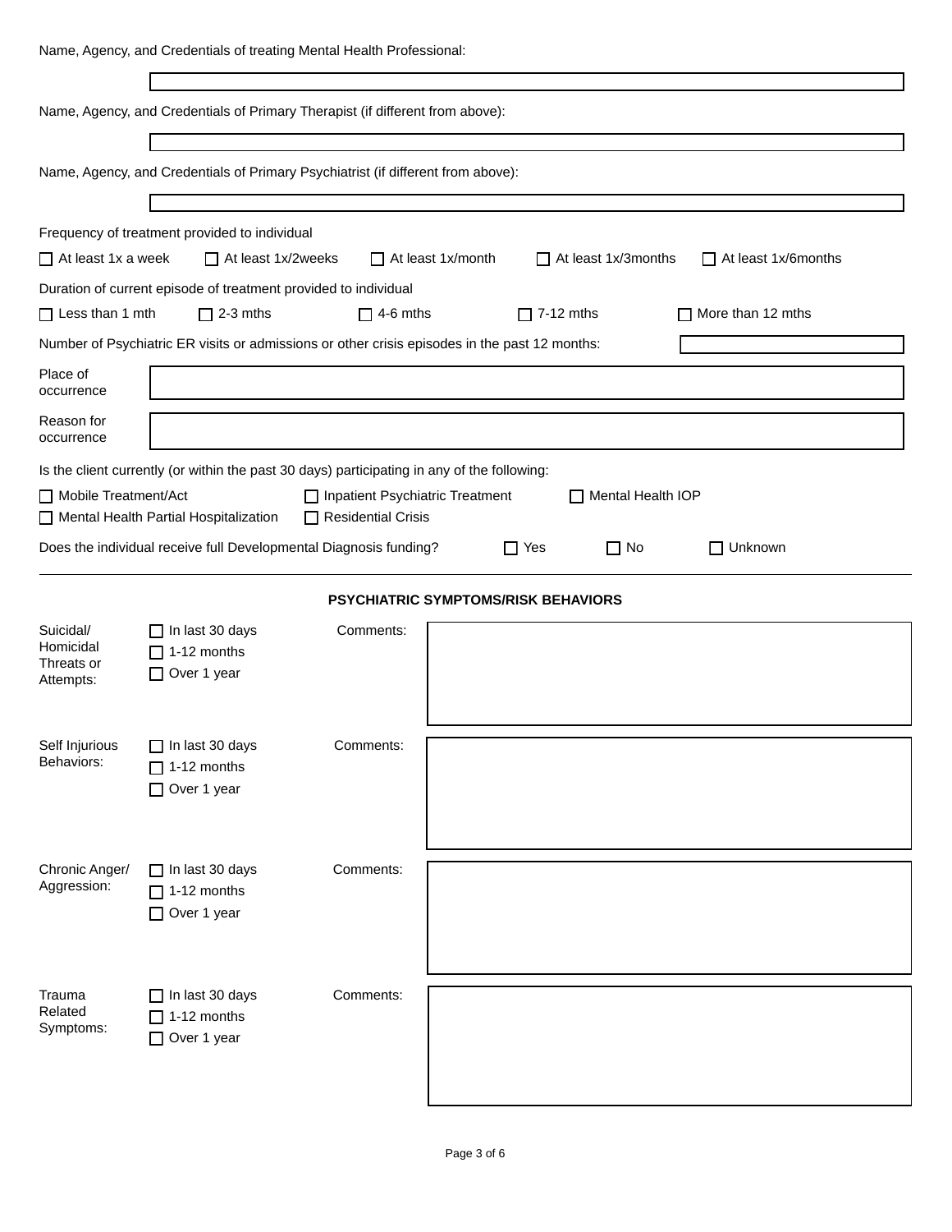Name, Agency, and Credentials of treating Mental Health Professional:

Name, Agency, and Credentials of Primary Therapist (if different from above):

Name, Agency, and Credentials of Primary Psychiatrist (if different from above):

Frequency of treatment provided to individual

- ☐ At least 1x a week
- ☐ At least 1x/2weeks
- ☐ At least 1x/month
- ☐ At least 1x/3months
- ☐ At least 1x/6months

Duration of current episode of treatment provided to individual

- ☐ Less than 1 mth
- ☐ 2-3 mths
- ☐ 4-6 mths
- ☐ 7-12 mths
- ☐ More than 12 mths

Number of Psychiatric ER visits or admissions or other crisis episodes in the past 12 months:

Place of occurrence

Reason for occurrence

Is the client currently (or within the past 30 days) participating in any of the following:

- ☐ Mobile Treatment/Act
- ☐ Inpatient Psychiatric Treatment
- ☐ Mental Health IOP
- ☐ Mental Health Partial Hospitalization
- ☐ Residential Crisis

Does the individual receive full Developmental Diagnosis funding? ☐ Yes ☐ No ☐ Unknown

---

## PSYCHIATRIC SYMPTOMS/RISK BEHAVIORS

**Suicidal/ Homicidal Threats or Attempts:**
- ☐ In last 30 days
- ☐ 1-12 months
- ☐ Over 1 year

Comments:

**Self Injurious Behaviors:**
- ☐ In last 30 days
- ☐ 1-12 months
- ☐ Over 1 year

Comments:

**Chronic Anger/ Aggression:**
- ☐ In last 30 days
- ☐ 1-12 months
- ☐ Over 1 year

Comments:

**Trauma Related Symptoms:**
- ☐ In last 30 days
- ☐ 1-12 months
- ☐ Over 1 year

Comments: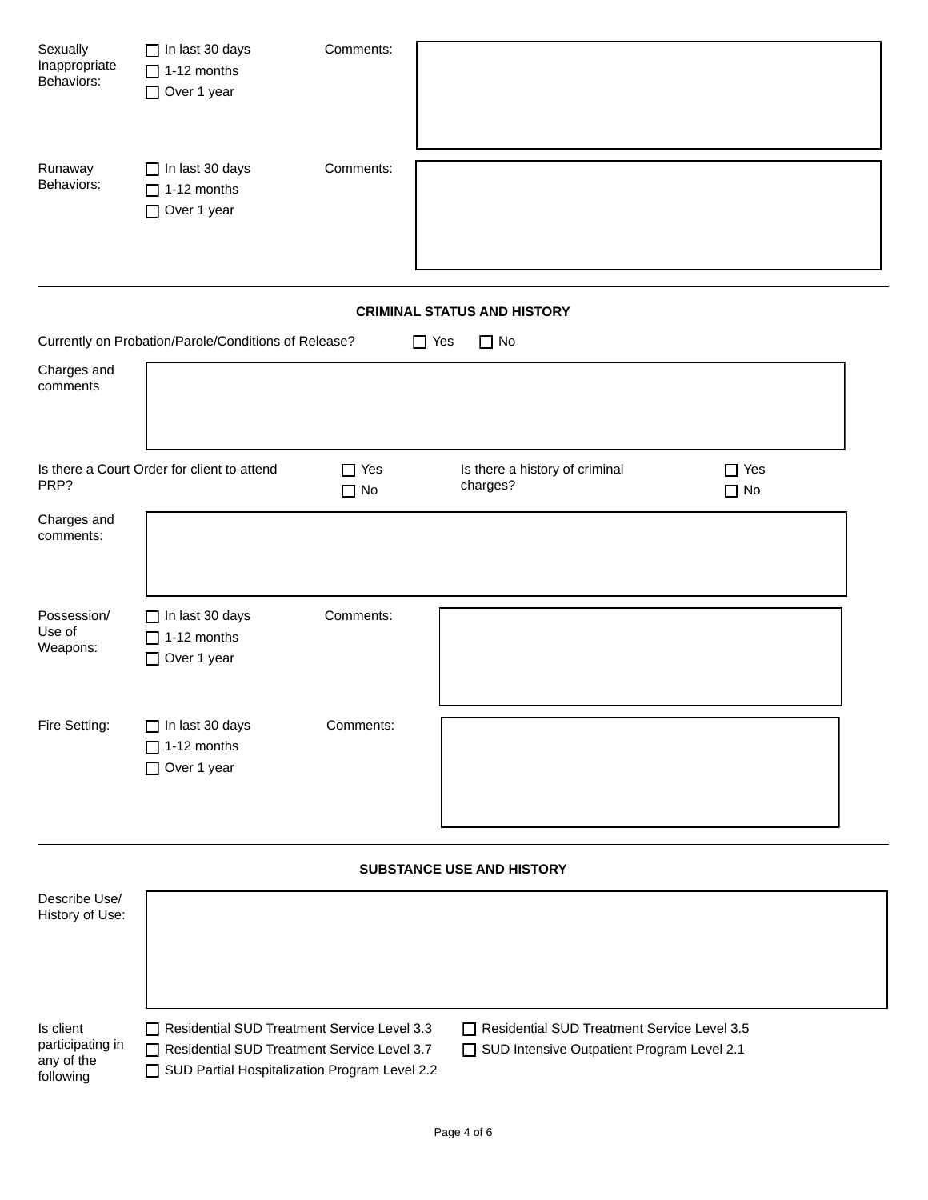Sexually Inappropriate Behaviors:

- ☐ In last 30 days
- ☐ 1-12 months
- ☐ Over 1 year

Comments:

Runaway Behaviors:

- ☐ In last 30 days
- ☐ 1-12 months
- ☐ Over 1 year

Comments:

---

**CRIMINAL STATUS AND HISTORY**

Currently on Probation/Parole/Conditions of Release? ☐ Yes ☐ No

Charges and comments

Is there a Court Order for client to attend PRP? ☐ Yes ☐ No

Is there a history of criminal charges? ☐ Yes ☐ No

Charges and comments:

Possession/ Use of Weapons:

- ☐ In last 30 days
- ☐ 1-12 months
- ☐ Over 1 year

Comments:

Fire Setting:

- ☐ In last 30 days
- ☐ 1-12 months
- ☐ Over 1 year

Comments:

---

**SUBSTANCE USE AND HISTORY**

Describe Use/ History of Use:

Is client participating in any of the following

- ☐ Residential SUD Treatment Service Level 3.3
- ☐ Residential SUD Treatment Service Level 3.5
- ☐ Residential SUD Treatment Service Level 3.7
- ☐ SUD Intensive Outpatient Program Level 2.1
- ☐ SUD Partial Hospitalization Program Level 2.2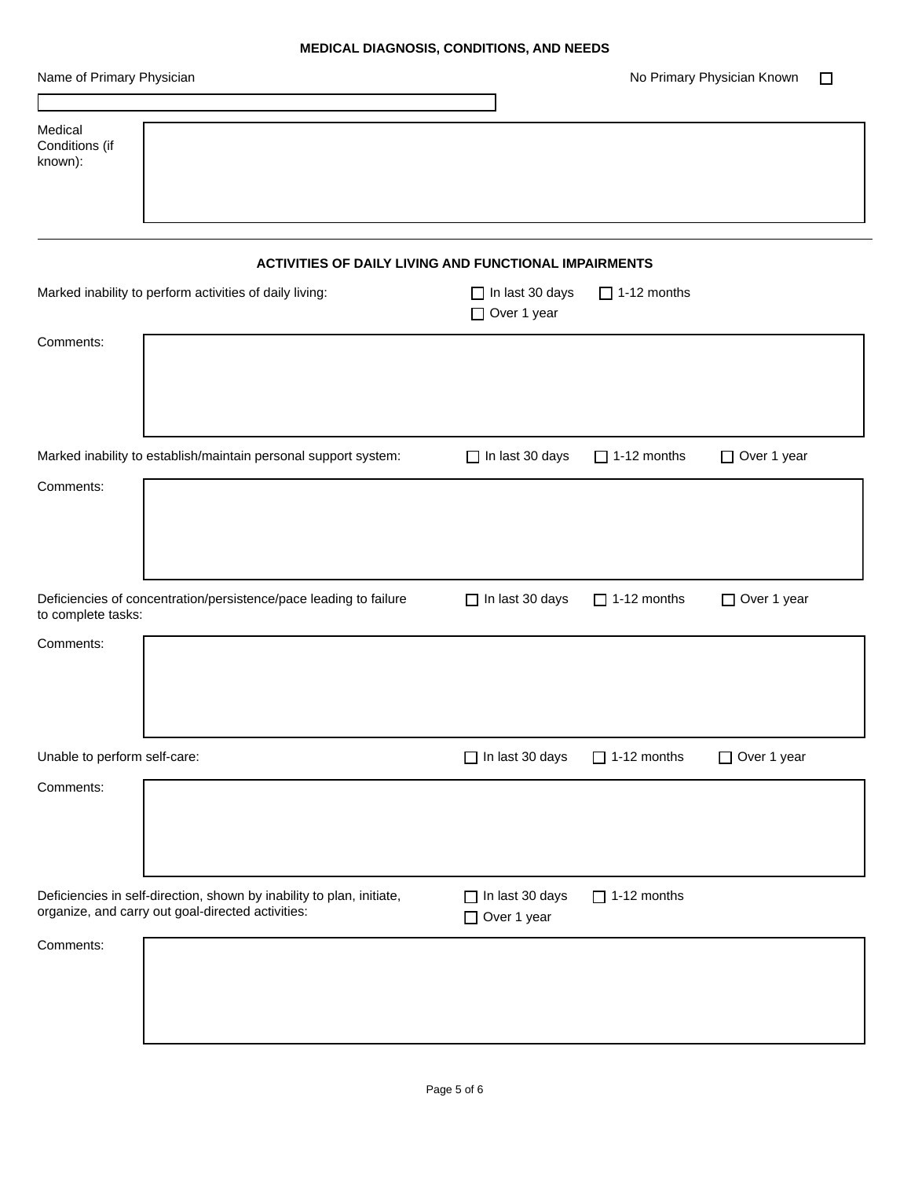## MEDICAL DIAGNOSIS, CONDITIONS, AND NEEDS

Name of Primary Physician

No Primary Physician Known ☐

Medical Conditions (if known):

## ACTIVITIES OF DAILY LIVING AND FUNCTIONAL IMPAIRMENTS

Marked inability to perform activities of daily living: ☐ In last 30 days ☐ 1-12 months ☐ Over 1 year

Comments:

Marked inability to establish/maintain personal support system: ☐ In last 30 days ☐ 1-12 months ☐ Over 1 year

Comments:

Deficiencies of concentration/persistence/pace leading to failure to complete tasks: ☐ In last 30 days ☐ 1-12 months ☐ Over 1 year

Comments:

Unable to perform self-care: ☐ In last 30 days ☐ 1-12 months ☐ Over 1 year

Comments:

Deficiencies in self-direction, shown by inability to plan, initiate, organize, and carry out goal-directed activities: ☐ In last 30 days ☐ 1-12 months ☐ Over 1 year

Comments: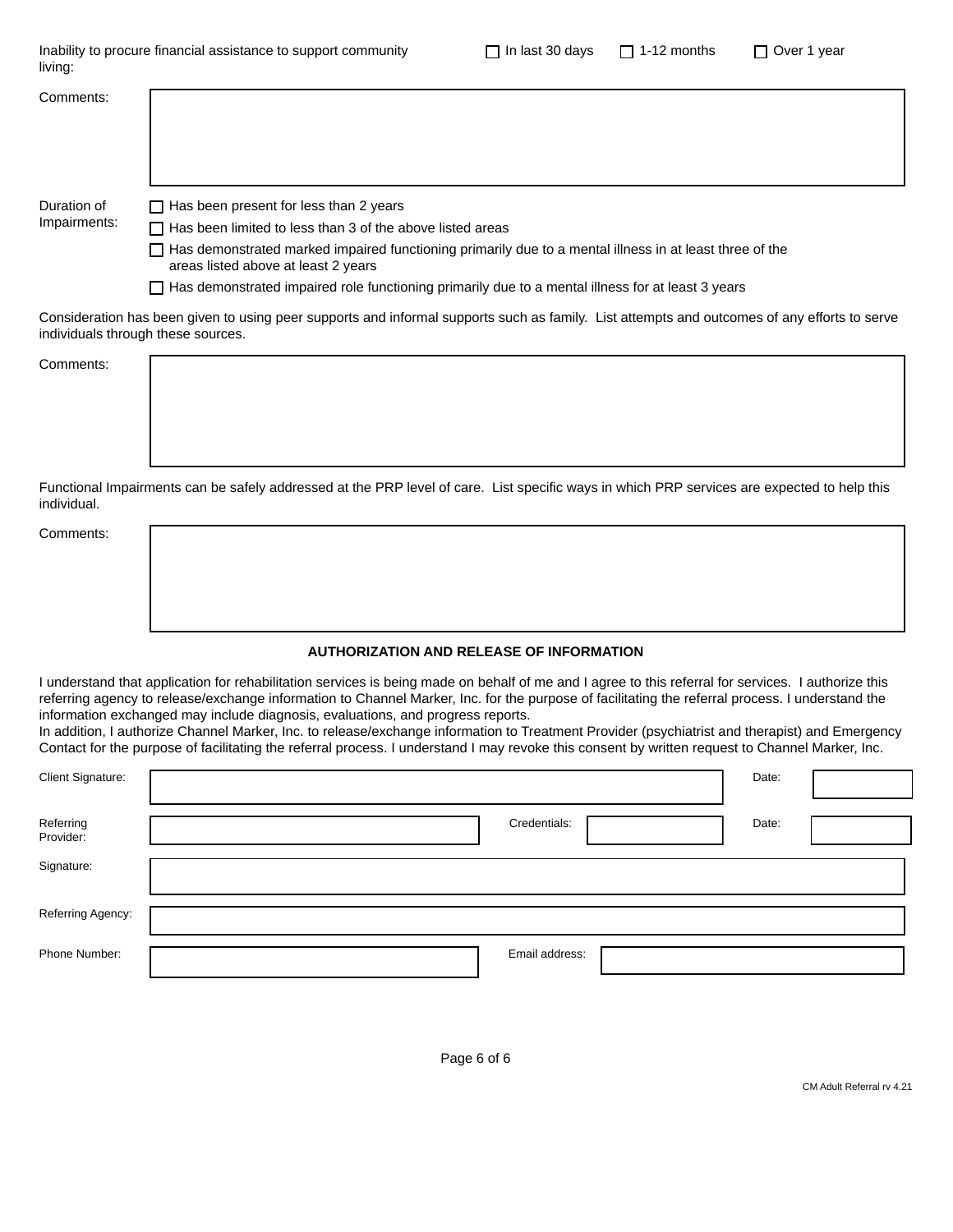Inability to procure financial assistance to support community living: ☐ In last 30 days ☐ 1-12 months ☐ Over 1 year

Comments:

Duration of Impairments:

- ☐ Has been present for less than 2 years
- ☐ Has been limited to less than 3 of the above listed areas
- ☐ Has demonstrated marked impaired functioning primarily due to a mental illness in at least three of the areas listed above at least 2 years
- ☐ Has demonstrated impaired role functioning primarily due to a mental illness for at least 3 years

Consideration has been given to using peer supports and informal supports such as family. List attempts and outcomes of any efforts to serve individuals through these sources.

Comments:

Functional Impairments can be safely addressed at the PRP level of care. List specific ways in which PRP services are expected to help this individual.

Comments:

**AUTHORIZATION AND RELEASE OF INFORMATION**

I understand that application for rehabilitation services is being made on behalf of me and I agree to this referral for services. I authorize this referring agency to release/exchange information to Channel Marker, Inc. for the purpose of facilitating the referral process. I understand the information exchanged may include diagnosis, evaluations, and progress reports.
In addition, I authorize Channel Marker, Inc. to release/exchange information to Treatment Provider (psychiatrist and therapist) and Emergency Contact for the purpose of facilitating the referral process. I understand I may revoke this consent by written request to Channel Marker, Inc.

Client Signature: Date:

Referring Provider: Credentials: Date:

Signature:

Referring Agency:

Phone Number: Email address:

CM Adult Referral rv 4.21